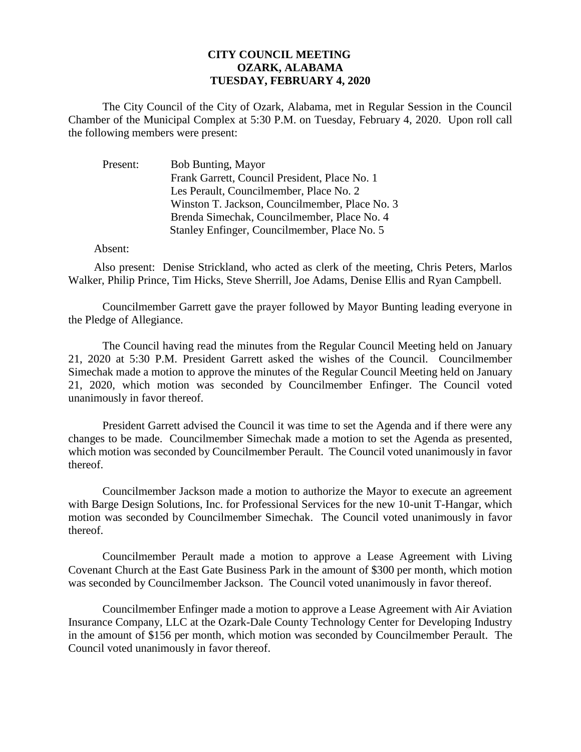# CITY COUNCIL MEETING
## OZARK, ALABAMA
## TUESDAY, FEBRUARY 4, 2020

The City Council of the City of Ozark, Alabama, met in Regular Session in the Council Chamber of the Municipal Complex at 5:30 P.M. on Tuesday, February 4, 2020. Upon roll call the following members were present:

Present: Bob Bunting, Mayor
Frank Garrett, Council President, Place No. 1
Les Perault, Councilmember, Place No. 2
Winston T. Jackson, Councilmember, Place No. 3
Brenda Simechak, Councilmember, Place No. 4
Stanley Enfinger, Councilmember, Place No. 5

Absent:

Also present: Denise Strickland, who acted as clerk of the meeting, Chris Peters, Marlos Walker, Philip Prince, Tim Hicks, Steve Sherrill, Joe Adams, Denise Ellis and Ryan Campbell.

Councilmember Garrett gave the prayer followed by Mayor Bunting leading everyone in the Pledge of Allegiance.

The Council having read the minutes from the Regular Council Meeting held on January 21, 2020 at 5:30 P.M. President Garrett asked the wishes of the Council. Councilmember Simechak made a motion to approve the minutes of the Regular Council Meeting held on January 21, 2020, which motion was seconded by Councilmember Enfinger. The Council voted unanimously in favor thereof.

President Garrett advised the Council it was time to set the Agenda and if there were any changes to be made. Councilmember Simechak made a motion to set the Agenda as presented, which motion was seconded by Councilmember Perault. The Council voted unanimously in favor thereof.

Councilmember Jackson made a motion to authorize the Mayor to execute an agreement with Barge Design Solutions, Inc. for Professional Services for the new 10-unit T-Hangar, which motion was seconded by Councilmember Simechak. The Council voted unanimously in favor thereof.

Councilmember Perault made a motion to approve a Lease Agreement with Living Covenant Church at the East Gate Business Park in the amount of $300 per month, which motion was seconded by Councilmember Jackson. The Council voted unanimously in favor thereof.

Councilmember Enfinger made a motion to approve a Lease Agreement with Air Aviation Insurance Company, LLC at the Ozark-Dale County Technology Center for Developing Industry in the amount of $156 per month, which motion was seconded by Councilmember Perault. The Council voted unanimously in favor thereof.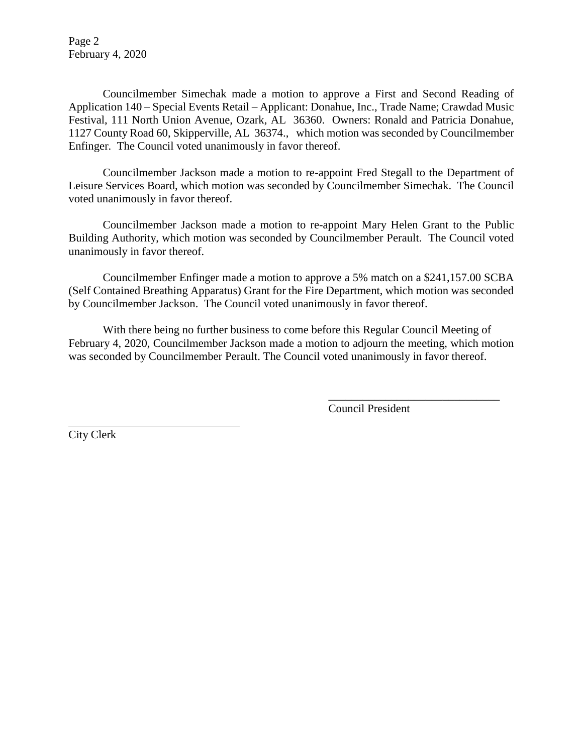Councilmember Simechak made a motion to approve a First and Second Reading of Application 140 – Special Events Retail – Applicant: Donahue, Inc., Trade Name; Crawdad Music Festival, 111 North Union Avenue, Ozark, AL 36360. Owners: Ronald and Patricia Donahue, 1127 County Road 60, Skipperville, AL 36374., which motion was seconded by Councilmember Enfinger. The Council voted unanimously in favor thereof.

Councilmember Jackson made a motion to re-appoint Fred Stegall to the Department of Leisure Services Board, which motion was seconded by Councilmember Simechak. The Council voted unanimously in favor thereof.

Councilmember Jackson made a motion to re-appoint Mary Helen Grant to the Public Building Authority, which motion was seconded by Councilmember Perault. The Council voted unanimously in favor thereof.

Councilmember Enfinger made a motion to approve a 5% match on a $241,157.00 SCBA (Self Contained Breathing Apparatus) Grant for the Fire Department, which motion was seconded by Councilmember Jackson. The Council voted unanimously in favor thereof.

With there being no further business to come before this Regular Council Meeting of February 4, 2020, Councilmember Jackson made a motion to adjourn the meeting, which motion was seconded by Councilmember Perault. The Council voted unanimously in favor thereof.

\_\_\_\_\_\_\_\_\_\_\_\_\_\_\_\_\_\_\_\_\_\_\_\_\_\_\_\_\_\_
Council President

\_\_\_\_\_\_\_\_\_\_\_\_\_\_\_\_\_\_\_\_\_\_\_\_\_\_\_\_\_\_
City Clerk